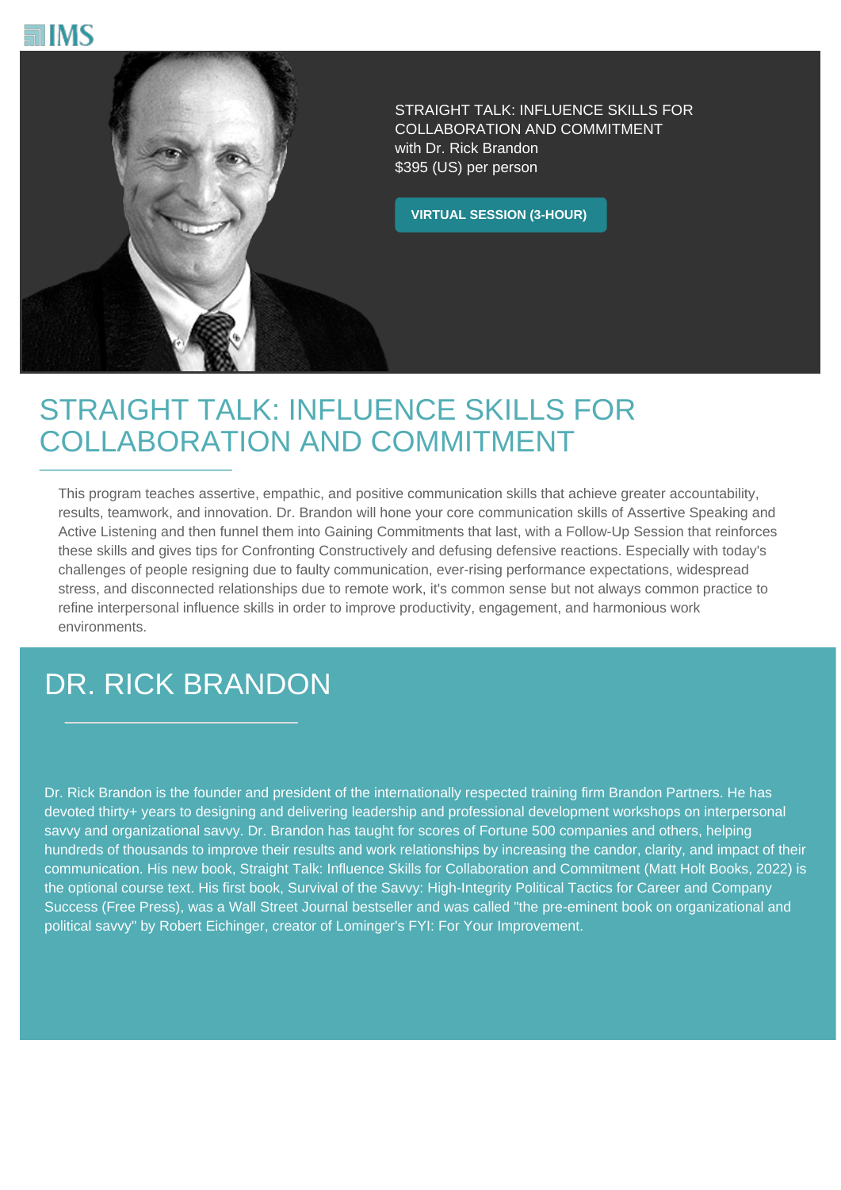IMS

STRAIGHT TALK: INFLUENCE SKILLS FOR COLLABORATION AND COMMITMENT
with Dr. Rick Brandon
$395 (US) per person

**VIRTUAL SESSION (3-HOUR)**

# STRAIGHT TALK: INFLUENCE SKILLS FOR COLLABORATION AND COMMITMENT

This program teaches assertive, empathic, and positive communication skills that achieve greater accountability, results, teamwork, and innovation. Dr. Brandon will hone your core communication skills of Assertive Speaking and Active Listening and then funnel them into Gaining Commitments that last, with a Follow-Up Session that reinforces these skills and gives tips for Confronting Constructively and defusing defensive reactions. Especially with today's challenges of people resigning due to faulty communication, ever-rising performance expectations, widespread stress, and disconnected relationships due to remote work, it's common sense but not always common practice to refine interpersonal influence skills in order to improve productivity, engagement, and harmonious work environments.

## DR. RICK BRANDON

Dr. Rick Brandon is the founder and president of the internationally respected training firm Brandon Partners. He has devoted thirty+ years to designing and delivering leadership and professional development workshops on interpersonal savvy and organizational savvy. Dr. Brandon has taught for scores of Fortune 500 companies and others, helping hundreds of thousands to improve their results and work relationships by increasing the candor, clarity, and impact of their communication. His new book, Straight Talk: Influence Skills for Collaboration and Commitment (Matt Holt Books, 2022) is the optional course text. His first book, Survival of the Savvy: High-Integrity Political Tactics for Career and Company Success (Free Press), was a Wall Street Journal bestseller and was called "the pre-eminent book on organizational and political savvy" by Robert Eichinger, creator of Lominger's FYI: For Your Improvement.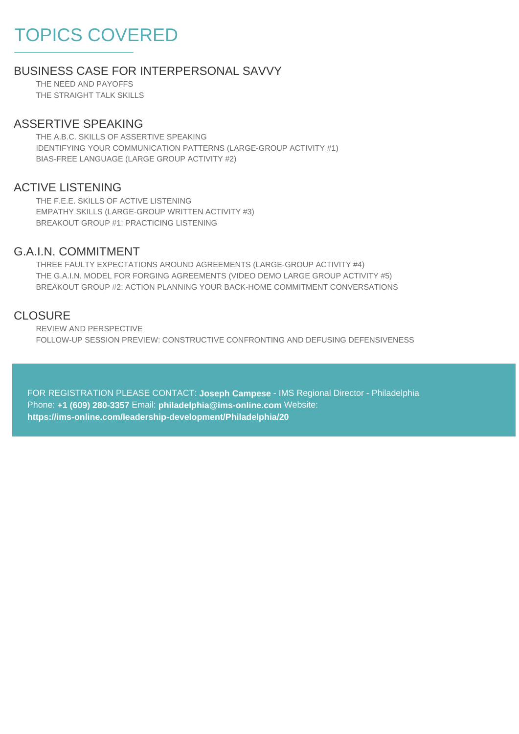# TOPICS COVERED

## BUSINESS CASE FOR INTERPERSONAL SAVVY

- THE NEED AND PAYOFFS
- THE STRAIGHT TALK SKILLS

## ASSERTIVE SPEAKING

- THE A.B.C. SKILLS OF ASSERTIVE SPEAKING
- IDENTIFYING YOUR COMMUNICATION PATTERNS (LARGE-GROUP ACTIVITY #1)
- BIAS-FREE LANGUAGE (LARGE GROUP ACTIVITY #2)

## ACTIVE LISTENING

- THE F.E.E. SKILLS OF ACTIVE LISTENING
- EMPATHY SKILLS (LARGE-GROUP WRITTEN ACTIVITY #3)
- BREAKOUT GROUP #1: PRACTICING LISTENING

## G.A.I.N. COMMITMENT

- THREE FAULTY EXPECTATIONS AROUND AGREEMENTS (LARGE-GROUP ACTIVITY #4)
- THE G.A.I.N. MODEL FOR FORGING AGREEMENTS (VIDEO DEMO LARGE GROUP ACTIVITY #5)
- BREAKOUT GROUP #2: ACTION PLANNING YOUR BACK-HOME COMMITMENT CONVERSATIONS

## CLOSURE

- REVIEW AND PERSPECTIVE
- FOLLOW-UP SESSION PREVIEW: CONSTRUCTIVE CONFRONTING AND DEFUSING DEFENSIVENESS

FOR REGISTRATION PLEASE CONTACT: **Joseph Campese** - IMS Regional Director - Philadelphia
Phone: **+1 (609) 280-3357** Email: **philadelphia@ims-online.com** Website:
**https://ims-online.com/leadership-development/Philadelphia/20**